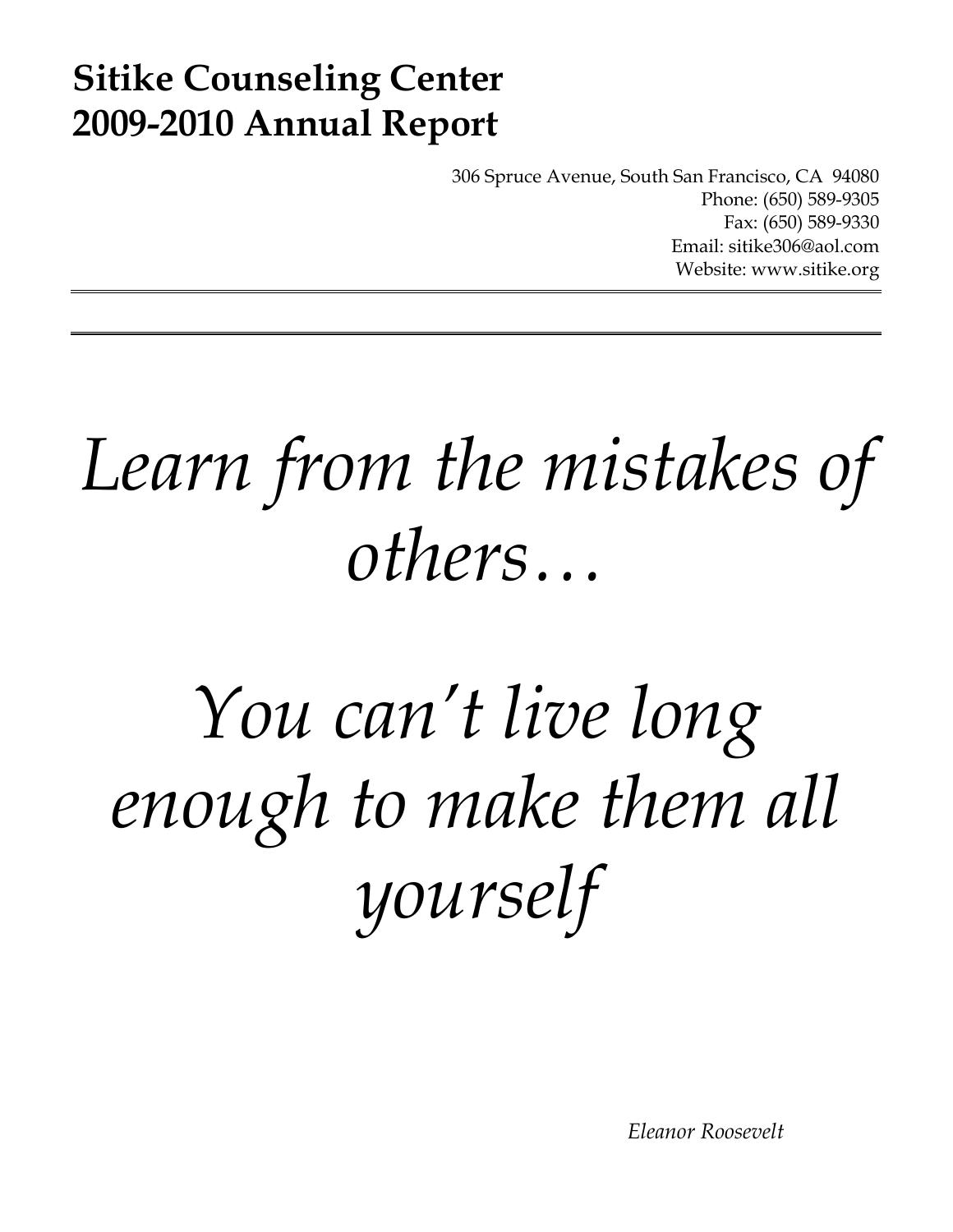# Sitike Counseling Center
# 2009-2010 Annual Report

306 Spruce Avenue, South San Francisco, CA 94080
Phone: (650) 589-9305
Fax: (650) 589-9330
Email: sitike306@aol.com
Website: www.sitike.org

---

---

*Learn from the mistakes of others…*

*You can't live long enough to make them all yourself*

*Eleanor Roosevelt*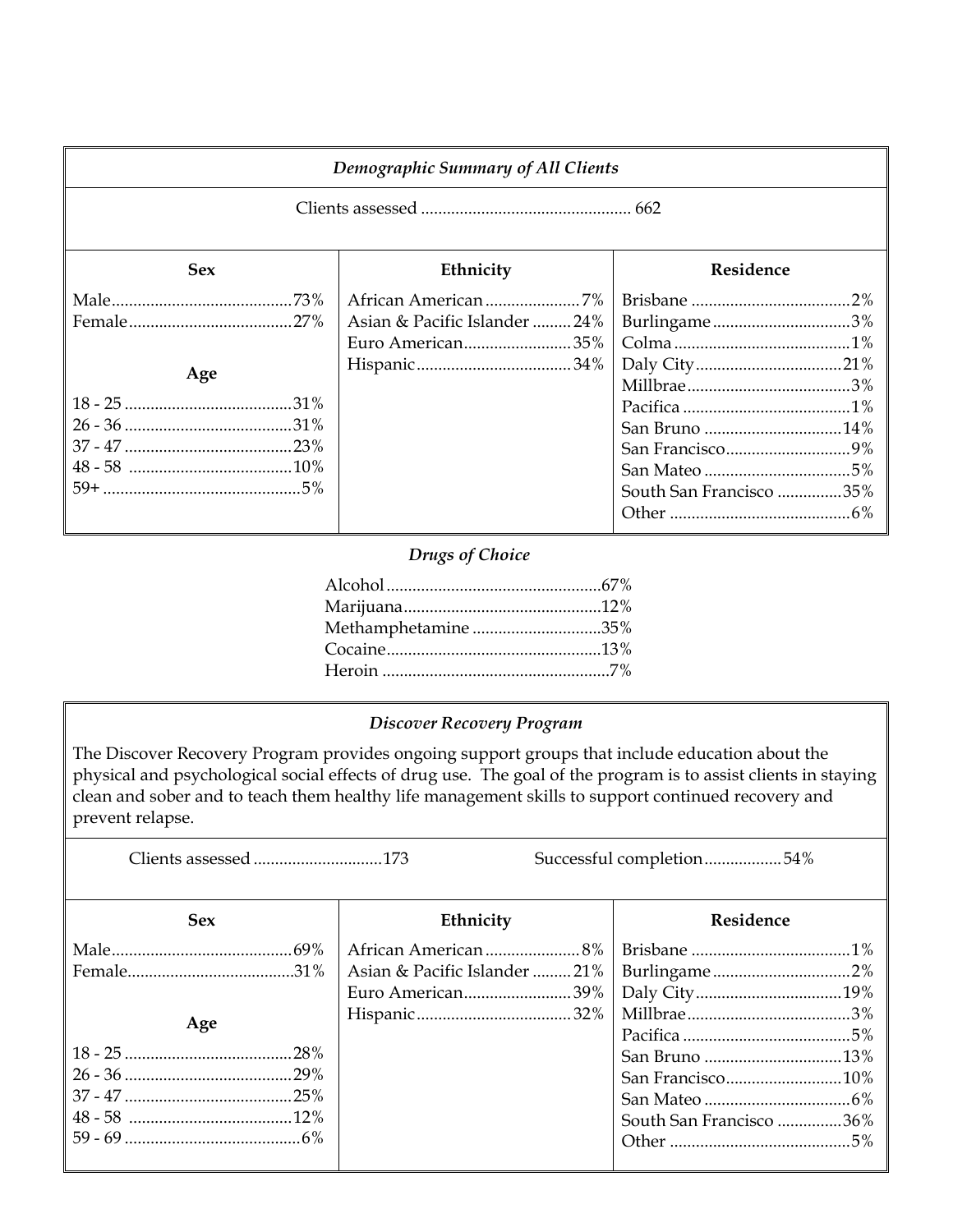### *Demographic Summary of All Clients*

Clients assessed ................................................ 662

| Sex | Ethnicity | Residence |
|---|---|---|
| Male ....73% | African American ....7% | Brisbane ....2% |
| Female ....27% | Asian & Pacific Islander ....24% | Burlingame ....3% |
| | Euro American ....35% | Colma ....1% |
| **Age** | Hispanic ....34% | Daly City ....21% |
| 18 - 25 ....31% | | Millbrae ....3% |
| 26 - 36 ....31% | | Pacifica ....1% |
| 37 - 47 ....23% | | San Bruno ....14% |
| 48 - 58 ....10% | | San Francisco ....9% |
| 59+ ....5% | | San Mateo ....5% |
| | | South San Francisco ....35% |
| | | Other ....6% |

### *Drugs of Choice*

| Drug | Percent |
|---|---|
| Alcohol | 67% |
| Marijuana | 12% |
| Methamphetamine | 35% |
| Cocaine | 13% |
| Heroin | 7% |

### *Discover Recovery Program*

The Discover Recovery Program provides ongoing support groups that include education about the physical and psychological social effects of drug use. The goal of the program is to assist clients in staying clean and sober and to teach them healthy life management skills to support continued recovery and prevent relapse.

Clients assessed ............................. 173    Successful completion .................. 54%

| Sex | Ethnicity | Residence |
|---|---|---|
| Male ....69% | African American ....8% | Brisbane ....1% |
| Female ....31% | Asian & Pacific Islander ....21% | Burlingame ....2% |
| | Euro American ....39% | Daly City ....19% |
| **Age** | Hispanic ....32% | Millbrae ....3% |
| 18 - 25 ....28% | | Pacifica ....5% |
| 26 - 36 ....29% | | San Bruno ....13% |
| 37 - 47 ....25% | | San Francisco ....10% |
| 48 - 58 ....12% | | San Mateo ....6% |
| 59 - 69 ....6% | | South San Francisco ....36% |
| | | Other ....5% |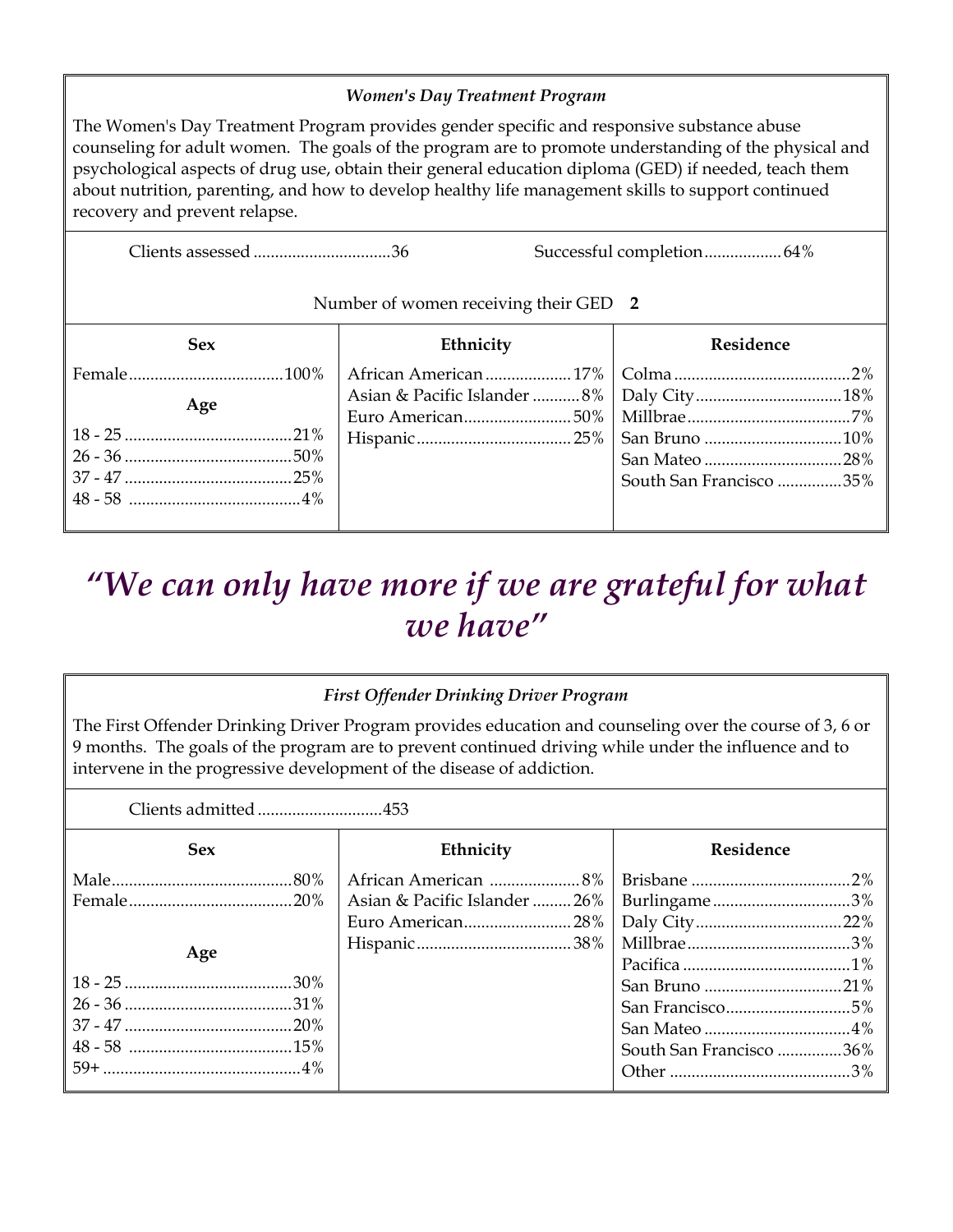### *Women's Day Treatment Program*

The Women's Day Treatment Program provides gender specific and responsive substance abuse counseling for adult women. The goals of the program are to promote understanding of the physical and psychological aspects of drug use, obtain their general education diploma (GED) if needed, teach them about nutrition, parenting, and how to develop healthy life management skills to support continued recovery and prevent relapse.

Clients assessed ................................36

Successful completion..................64%

Number of women receiving their GED **2**

| Sex | | Ethnicity | | Residence | |
|---|---|---|---|---|---|
| Female | 100% | African American | 17% | Colma | 2% |
| **Age** | | Asian & Pacific Islander | 8% | Daly City | 18% |
| 18 - 25 | 21% | Euro American | 50% | Millbrae | 7% |
| 26 - 36 | 50% | Hispanic | 25% | San Bruno | 10% |
| 37 - 47 | 25% | | | San Mateo | 28% |
| 48 - 58 | 4% | | | South San Francisco | 35% |

## *"We can only have more if we are grateful for what we have"*

### *First Offender Drinking Driver Program*

The First Offender Drinking Driver Program provides education and counseling over the course of 3, 6 or 9 months. The goals of the program are to prevent continued driving while under the influence and to intervene in the progressive development of the disease of addiction.

Clients admitted .............................453

| Sex | | Ethnicity | | Residence | |
|---|---|---|---|---|---|
| Male | 80% | African American | 8% | Brisbane | 2% |
| Female | 20% | Asian & Pacific Islander | 26% | Burlingame | 3% |
| | | Euro American | 28% | Daly City | 22% |
| **Age** | | Hispanic | 38% | Millbrae | 3% |
| 18 - 25 | 30% | | | Pacifica | 1% |
| 26 - 36 | 31% | | | San Bruno | 21% |
| 37 - 47 | 20% | | | San Francisco | 5% |
| 48 - 58 | 15% | | | San Mateo | 4% |
| 59+ | 4% | | | South San Francisco | 36% |
| | | | | Other | 3% |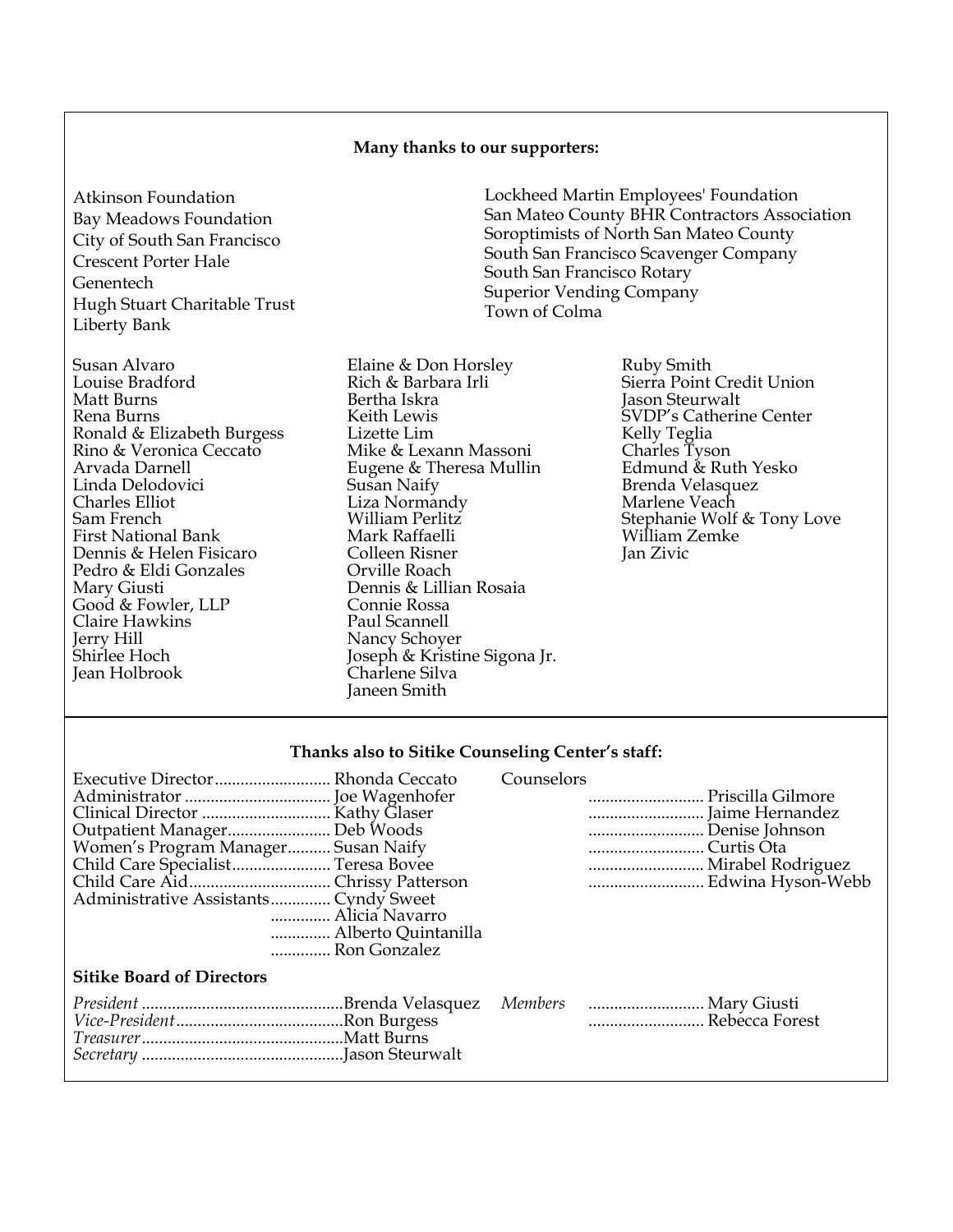**Many thanks to our supporters:**

Atkinson Foundation
Bay Meadows Foundation
City of South San Francisco
Crescent Porter Hale
Genentech
Hugh Stuart Charitable Trust
Liberty Bank
Lockheed Martin Employees' Foundation
San Mateo County BHR Contractors Association
Soroptimists of North San Mateo County
South San Francisco Scavenger Company
South San Francisco Rotary
Superior Vending Company
Town of Colma

Susan Alvaro
Louise Bradford
Matt Burns
Rena Burns
Ronald & Elizabeth Burgess
Rino & Veronica Ceccato
Arvada Darnell
Linda Delodovici
Charles Elliot
Sam French
First National Bank
Dennis & Helen Fisicaro
Pedro & Eldi Gonzales
Mary Giusti
Good & Fowler, LLP
Claire Hawkins
Jerry Hill
Shirlee Hoch
Jean Holbrook
Elaine & Don Horsley
Rich & Barbara Irli
Bertha Iskra
Keith Lewis
Lizette Lim
Mike & Lexann Massoni
Eugene & Theresa Mullin
Susan Naify
Liza Normandy
William Perlitz
Mark Raffaelli
Colleen Risner
Orville Roach
Dennis & Lillian Rosaia
Connie Rossa
Paul Scannell
Nancy Schoyer
Joseph & Kristine Sigona Jr.
Charlene Silva
Janeen Smith
Ruby Smith
Sierra Point Credit Union
Jason Steurwalt
SVDP's Catherine Center
Kelly Teglia
Charles Tyson
Edmund & Ruth Yesko
Brenda Velasquez
Marlene Veach
Stephanie Wolf & Tony Love
William Zemke
Jan Zivic

**Thanks also to Sitike Counseling Center's staff:**

Executive Director........................... Rhonda Ceccato
Administrator .................................. Joe Wagenhofer
Clinical Director .............................. Kathy Glaser
Outpatient Manager........................ Deb Woods
Women's Program Manager.......... Susan Naify
Child Care Specialist....................... Teresa Bovee
Child Care Aid................................. Chrissy Patterson
Administrative Assistants............. Cyndy Sweet
............. Alicia Navarro
............. Alberto Quintanilla
............. Ron Gonzalez

Counselors
........................... Priscilla Gilmore
........................... Jaime Hernandez
........................... Denise Johnson
........................... Curtis Ota
........................... Mirabel Rodriguez
........................... Edwina Hyson-Webb

**Sitike Board of Directors**

*President* ...............................................Brenda Velasquez
*Vice-President*.......................................Ron Burgess
*Treasurer*...............................................Matt Burns
*Secretary* ...............................................Jason Steurwalt

*Members* ........................... Mary Giusti
........................... Rebecca Forest